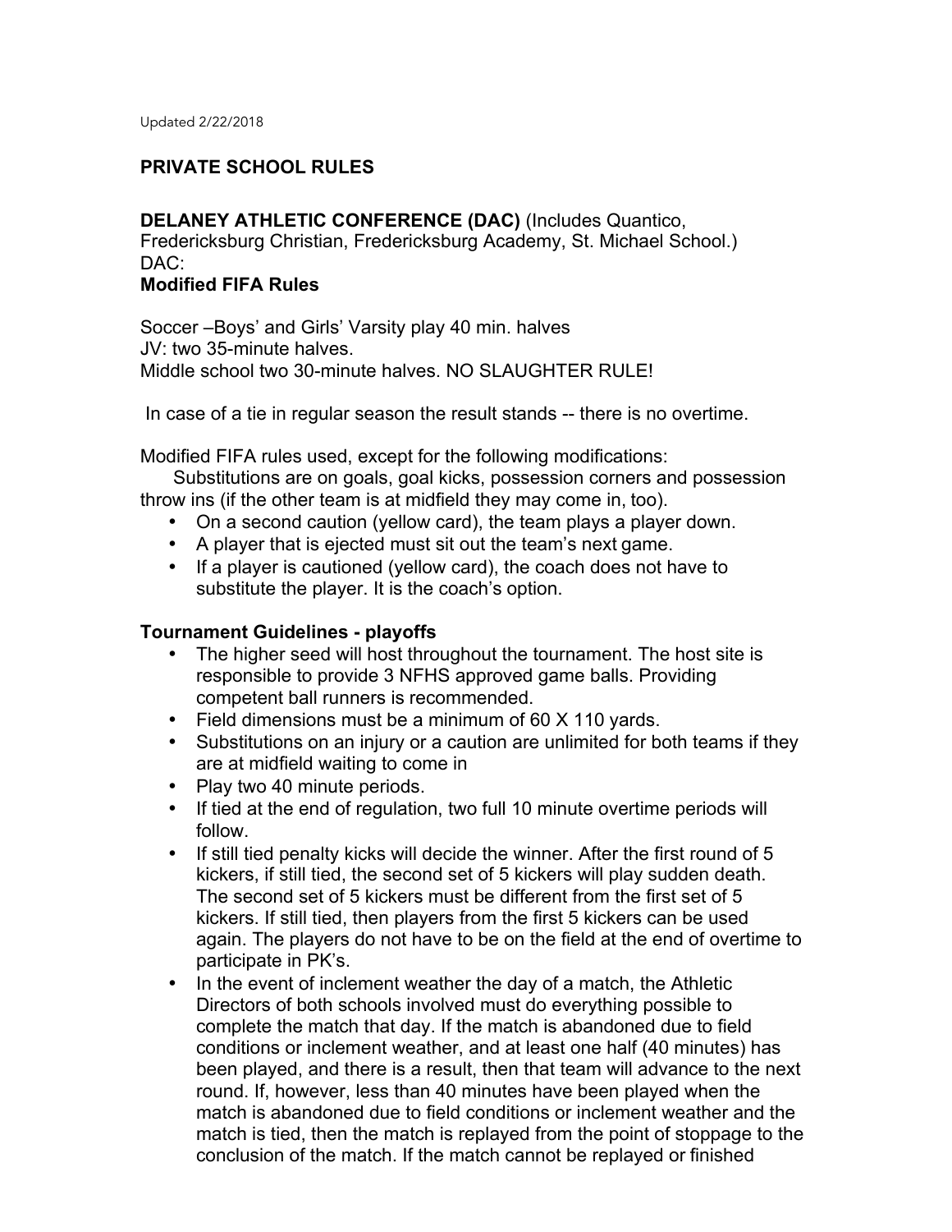Updated 2/22/2018

## PRIVATE SCHOOL RULES

**DELANEY ATHLETIC CONFERENCE (DAC)** (Includes Quantico, Fredericksburg Christian, Fredericksburg Academy, St. Michael School.)
DAC:
**Modified FIFA Rules**

Soccer –Boys' and Girls' Varsity play 40 min. halves
JV: two 35-minute halves.
Middle school two 30-minute halves. NO SLAUGHTER RULE!

In case of a tie in regular season the result stands -- there is no overtime.

Modified FIFA rules used, except for the following modifications:
Substitutions are on goals, goal kicks, possession corners and possession throw ins (if the other team is at midfield they may come in, too).

- On a second caution (yellow card), the team plays a player down.
- A player that is ejected must sit out the team's next game.
- If a player is cautioned (yellow card), the coach does not have to substitute the player. It is the coach's option.

### Tournament Guidelines - playoffs

- The higher seed will host throughout the tournament. The host site is responsible to provide 3 NFHS approved game balls. Providing competent ball runners is recommended.
- Field dimensions must be a minimum of 60 X 110 yards.
- Substitutions on an injury or a caution are unlimited for both teams if they are at midfield waiting to come in
- Play two 40 minute periods.
- If tied at the end of regulation, two full 10 minute overtime periods will follow.
- If still tied penalty kicks will decide the winner. After the first round of 5 kickers, if still tied, the second set of 5 kickers will play sudden death. The second set of 5 kickers must be different from the first set of 5 kickers. If still tied, then players from the first 5 kickers can be used again. The players do not have to be on the field at the end of overtime to participate in PK's.
- In the event of inclement weather the day of a match, the Athletic Directors of both schools involved must do everything possible to complete the match that day. If the match is abandoned due to field conditions or inclement weather, and at least one half (40 minutes) has been played, and there is a result, then that team will advance to the next round. If, however, less than 40 minutes have been played when the match is abandoned due to field conditions or inclement weather and the match is tied, then the match is replayed from the point of stoppage to the conclusion of the match. If the match cannot be replayed or finished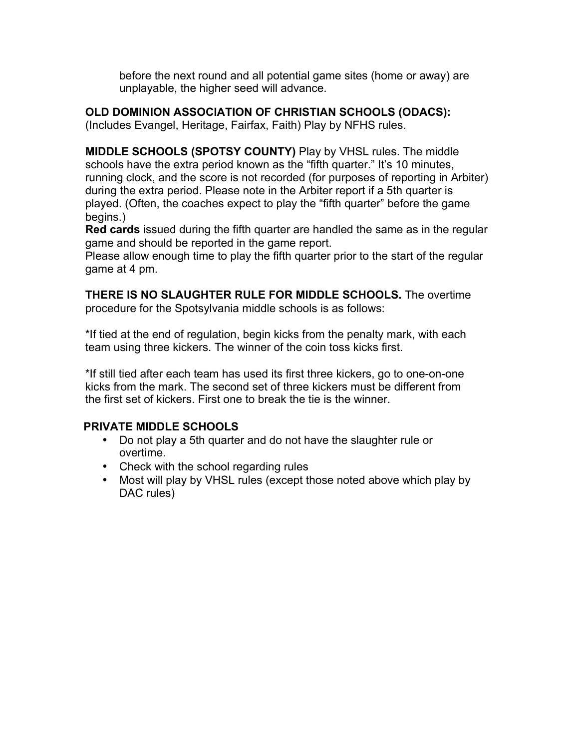before the next round and all potential game sites (home or away) are unplayable, the higher seed will advance.

**OLD DOMINION ASSOCIATION OF CHRISTIAN SCHOOLS (ODACS):**
(Includes Evangel, Heritage, Fairfax, Faith) Play by NFHS rules.

**MIDDLE SCHOOLS (SPOTSY COUNTY)** Play by VHSL rules. The middle schools have the extra period known as the "fifth quarter." It's 10 minutes, running clock, and the score is not recorded (for purposes of reporting in Arbiter) during the extra period. Please note in the Arbiter report if a 5th quarter is played. (Often, the coaches expect to play the "fifth quarter" before the game begins.)
**Red cards** issued during the fifth quarter are handled the same as in the regular game and should be reported in the game report.
Please allow enough time to play the fifth quarter prior to the start of the regular game at 4 pm.

**THERE IS NO SLAUGHTER RULE FOR MIDDLE SCHOOLS.** The overtime procedure for the Spotsylvania middle schools is as follows:

*If tied at the end of regulation, begin kicks from the penalty mark, with each team using three kickers. The winner of the coin toss kicks first.

*If still tied after each team has used its first three kickers, go to one-on-one kicks from the mark. The second set of three kickers must be different from the first set of kickers. First one to break the tie is the winner.

**PRIVATE MIDDLE SCHOOLS**

- Do not play a 5th quarter and do not have the slaughter rule or overtime.
- Check with the school regarding rules
- Most will play by VHSL rules (except those noted above which play by DAC rules)